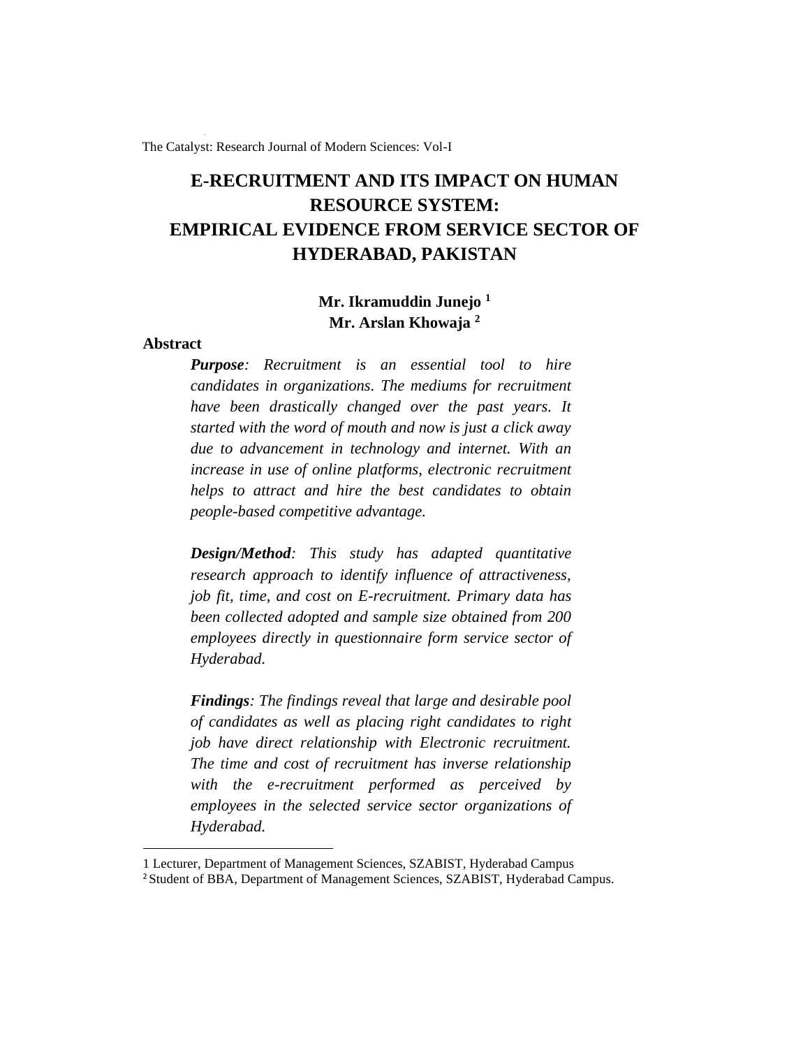# E-RECRUITMENT AND ITS IMPACT ON HUMAN RESOURCE SYSTEM: EMPIRICAL EVIDENCE FROM SERVICE SECTOR OF HYDERABAD, PAKISTAN

**Mr. Ikramuddin Junejo** [1]
**Mr. Arslan Khowaja** [2]

## Abstract

***Purpose****: Recruitment is an essential tool to hire candidates in organizations. The mediums for recruitment have been drastically changed over the past years. It started with the word of mouth and now is just a click away due to advancement in technology and internet. With an increase in use of online platforms, electronic recruitment helps to attract and hire the best candidates to obtain people-based competitive advantage.*

***Design/Method****: This study has adapted quantitative research approach to identify influence of attractiveness, job fit, time, and cost on E-recruitment. Primary data has been collected adopted and sample size obtained from 200 employees directly in questionnaire form service sector of Hyderabad.*

***Findings****: The findings reveal that large and desirable pool of candidates as well as placing right candidates to right job have direct relationship with Electronic recruitment. The time and cost of recruitment has inverse relationship with the e-recruitment performed as perceived by employees in the selected service sector organizations of Hyderabad.*

---

1 Lecturer, Department of Management Sciences, SZABIST, Hyderabad Campus

2 Student of BBA, Department of Management Sciences, SZABIST, Hyderabad Campus.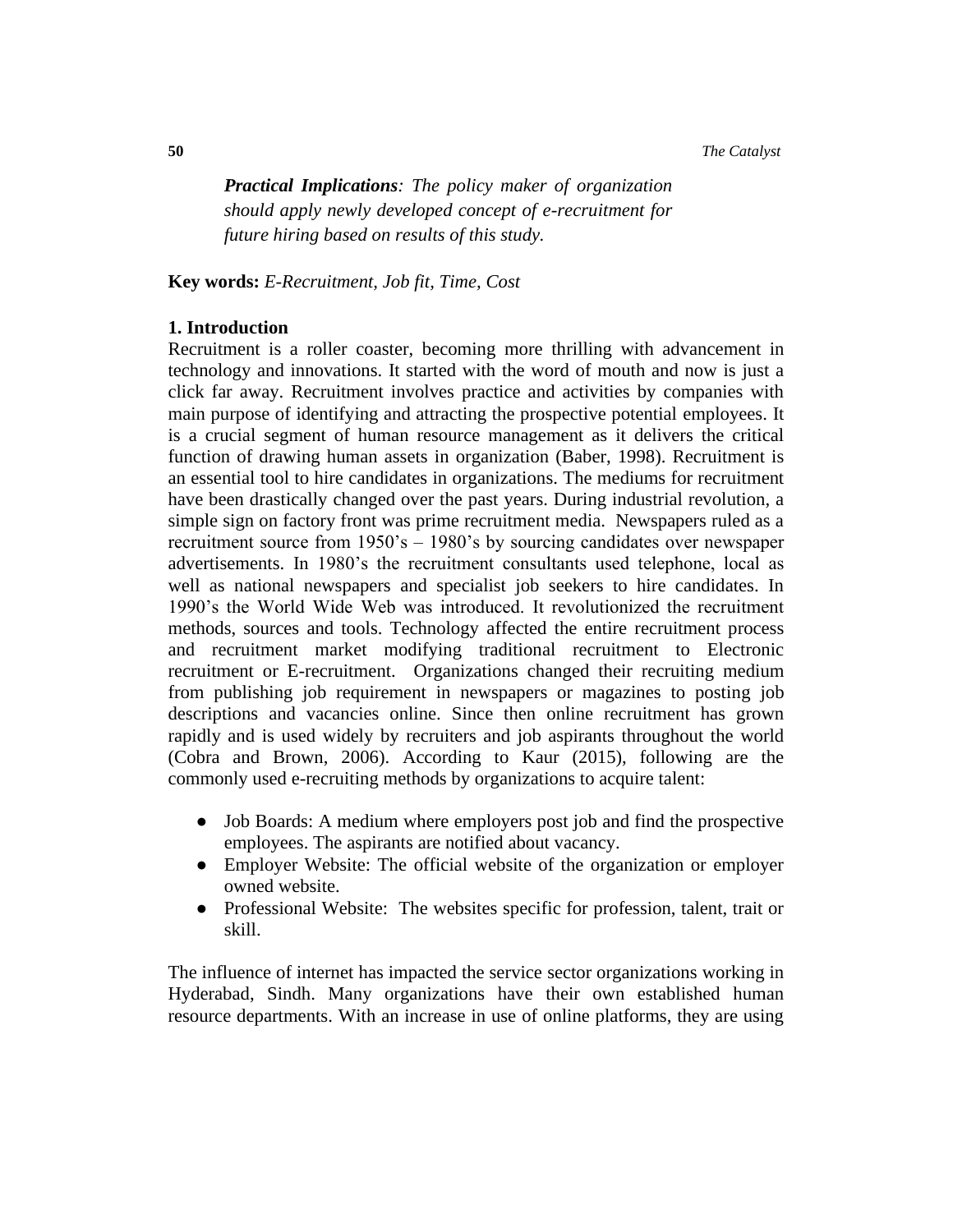***Practical Implications**: The policy maker of organization should apply newly developed concept of e-recruitment for future hiring based on results of this study.*

**Key words:** *E-Recruitment, Job fit, Time, Cost*

## 1. Introduction

Recruitment is a roller coaster, becoming more thrilling with advancement in technology and innovations. It started with the word of mouth and now is just a click far away. Recruitment involves practice and activities by companies with main purpose of identifying and attracting the prospective potential employees. It is a crucial segment of human resource management as it delivers the critical function of drawing human assets in organization (Baber, 1998). Recruitment is an essential tool to hire candidates in organizations. The mediums for recruitment have been drastically changed over the past years. During industrial revolution, a simple sign on factory front was prime recruitment media. Newspapers ruled as a recruitment source from 1950's – 1980's by sourcing candidates over newspaper advertisements. In 1980's the recruitment consultants used telephone, local as well as national newspapers and specialist job seekers to hire candidates. In 1990's the World Wide Web was introduced. It revolutionized the recruitment methods, sources and tools. Technology affected the entire recruitment process and recruitment market modifying traditional recruitment to Electronic recruitment or E-recruitment. Organizations changed their recruiting medium from publishing job requirement in newspapers or magazines to posting job descriptions and vacancies online. Since then online recruitment has grown rapidly and is used widely by recruiters and job aspirants throughout the world (Cobra and Brown, 2006). According to Kaur (2015), following are the commonly used e-recruiting methods by organizations to acquire talent:

- Job Boards: A medium where employers post job and find the prospective employees. The aspirants are notified about vacancy.
- Employer Website: The official website of the organization or employer owned website.
- Professional Website: The websites specific for profession, talent, trait or skill.

The influence of internet has impacted the service sector organizations working in Hyderabad, Sindh. Many organizations have their own established human resource departments. With an increase in use of online platforms, they are using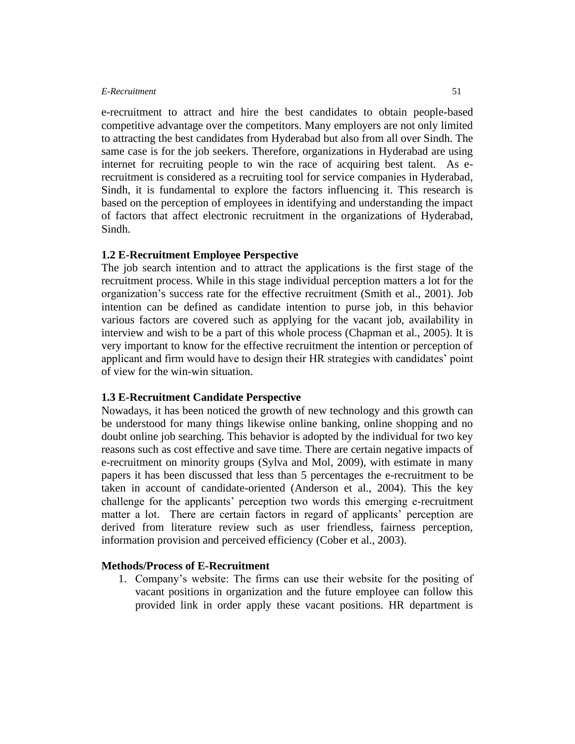e-recruitment to attract and hire the best candidates to obtain people-based competitive advantage over the competitors. Many employers are not only limited to attracting the best candidates from Hyderabad but also from all over Sindh. The same case is for the job seekers. Therefore, organizations in Hyderabad are using internet for recruiting people to win the race of acquiring best talent. As e-recruitment is considered as a recruiting tool for service companies in Hyderabad, Sindh, it is fundamental to explore the factors influencing it. This research is based on the perception of employees in identifying and understanding the impact of factors that affect electronic recruitment in the organizations of Hyderabad, Sindh.

### 1.2 E-Recruitment Employee Perspective

The job search intention and to attract the applications is the first stage of the recruitment process. While in this stage individual perception matters a lot for the organization's success rate for the effective recruitment (Smith et al., 2001). Job intention can be defined as candidate intention to purse job, in this behavior various factors are covered such as applying for the vacant job, availability in interview and wish to be a part of this whole process (Chapman et al., 2005). It is very important to know for the effective recruitment the intention or perception of applicant and firm would have to design their HR strategies with candidates' point of view for the win-win situation.

### 1.3 E-Recruitment Candidate Perspective

Nowadays, it has been noticed the growth of new technology and this growth can be understood for many things likewise online banking, online shopping and no doubt online job searching. This behavior is adopted by the individual for two key reasons such as cost effective and save time. There are certain negative impacts of e-recruitment on minority groups (Sylva and Mol, 2009), with estimate in many papers it has been discussed that less than 5 percentages the e-recruitment to be taken in account of candidate-oriented (Anderson et al., 2004). This the key challenge for the applicants' perception two words this emerging e-recruitment matter a lot. There are certain factors in regard of applicants' perception are derived from literature review such as user friendless, fairness perception, information provision and perceived efficiency (Cober et al., 2003).

### Methods/Process of E-Recruitment

1. Company's website: The firms can use their website for the positing of vacant positions in organization and the future employee can follow this provided link in order apply these vacant positions. HR department is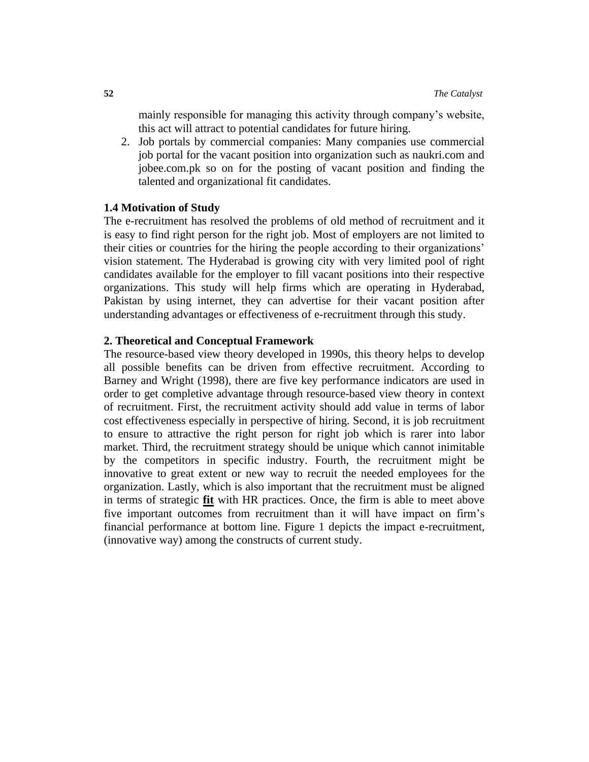mainly responsible for managing this activity through company's website, this act will attract to potential candidates for future hiring.

2. Job portals by commercial companies: Many companies use commercial job portal for the vacant position into organization such as naukri.com and jobee.com.pk so on for the posting of vacant position and finding the talented and organizational fit candidates.

### 1.4 Motivation of Study

The e-recruitment has resolved the problems of old method of recruitment and it is easy to find right person for the right job. Most of employers are not limited to their cities or countries for the hiring the people according to their organizations' vision statement. The Hyderabad is growing city with very limited pool of right candidates available for the employer to fill vacant positions into their respective organizations. This study will help firms which are operating in Hyderabad, Pakistan by using internet, they can advertise for their vacant position after understanding advantages or effectiveness of e-recruitment through this study.

## 2. Theoretical and Conceptual Framework

The resource-based view theory developed in 1990s, this theory helps to develop all possible benefits can be driven from effective recruitment. According to Barney and Wright (1998), there are five key performance indicators are used in order to get completive advantage through resource-based view theory in context of recruitment. First, the recruitment activity should add value in terms of labor cost effectiveness especially in perspective of hiring. Second, it is job recruitment to ensure to attractive the right person for right job which is rarer into labor market. Third, the recruitment strategy should be unique which cannot inimitable by the competitors in specific industry. Fourth, the recruitment might be innovative to great extent or new way to recruit the needed employees for the organization. Lastly, which is also important that the recruitment must be aligned in terms of strategic **fit** with HR practices. Once, the firm is able to meet above five important outcomes from recruitment than it will have impact on firm's financial performance at bottom line. Figure 1 depicts the impact e-recruitment, (innovative way) among the constructs of current study.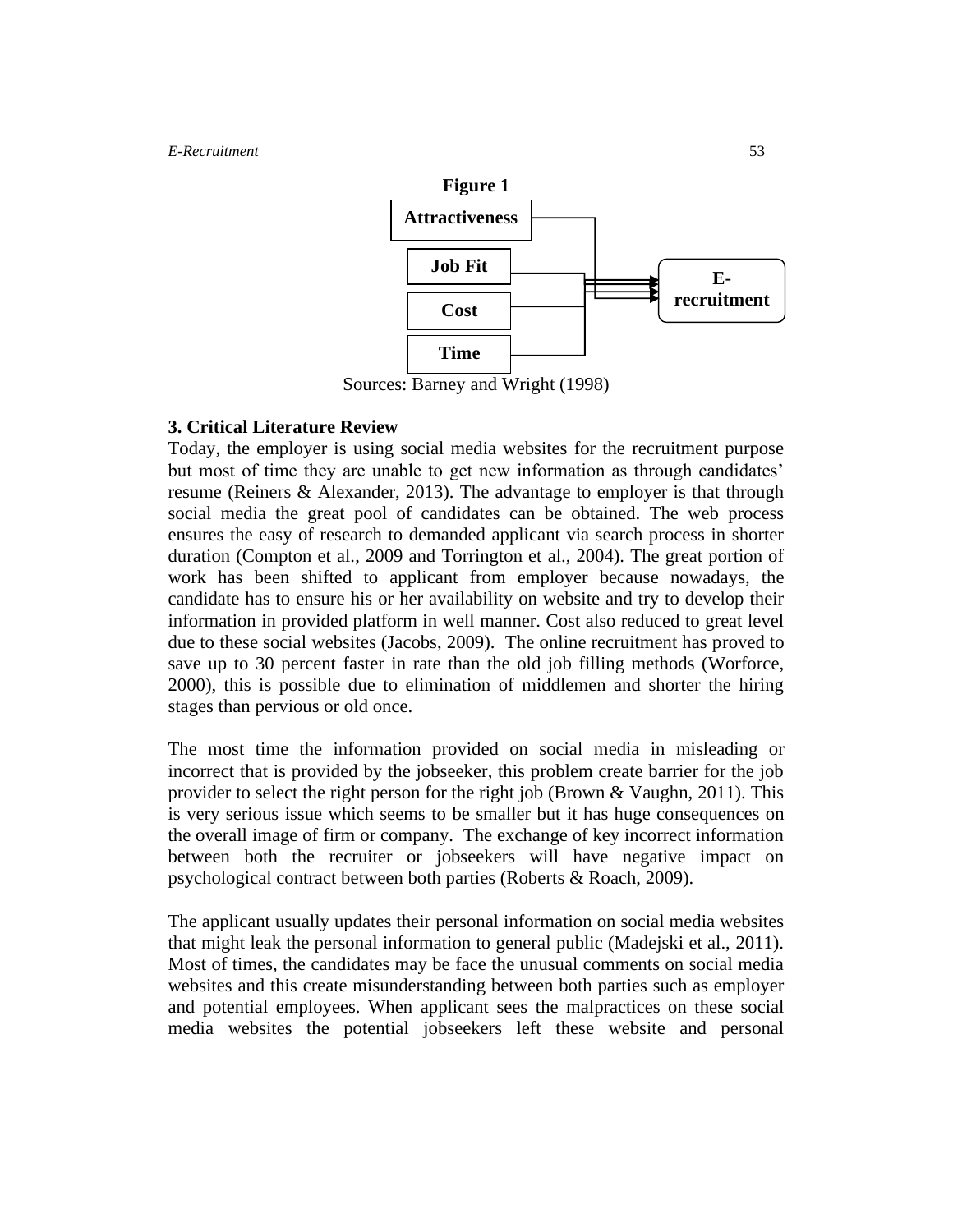**Figure 1**

Attractiveness

Job Fit

Cost

Time

E-recruitment

Sources: Barney and Wright (1998)

### 3. Critical Literature Review

Today, the employer is using social media websites for the recruitment purpose but most of time they are unable to get new information as through candidates' resume (Reiners & Alexander, 2013). The advantage to employer is that through social media the great pool of candidates can be obtained. The web process ensures the easy of research to demanded applicant via search process in shorter duration (Compton et al., 2009 and Torrington et al., 2004). The great portion of work has been shifted to applicant from employer because nowadays, the candidate has to ensure his or her availability on website and try to develop their information in provided platform in well manner. Cost also reduced to great level due to these social websites (Jacobs, 2009). The online recruitment has proved to save up to 30 percent faster in rate than the old job filling methods (Worforce, 2000), this is possible due to elimination of middlemen and shorter the hiring stages than pervious or old once.

The most time the information provided on social media in misleading or incorrect that is provided by the jobseeker, this problem create barrier for the job provider to select the right person for the right job (Brown & Vaughn, 2011). This is very serious issue which seems to be smaller but it has huge consequences on the overall image of firm or company. The exchange of key incorrect information between both the recruiter or jobseekers will have negative impact on psychological contract between both parties (Roberts & Roach, 2009).

The applicant usually updates their personal information on social media websites that might leak the personal information to general public (Madejski et al., 2011). Most of times, the candidates may be face the unusual comments on social media websites and this create misunderstanding between both parties such as employer and potential employees. When applicant sees the malpractices on these social media websites the potential jobseekers left these website and personal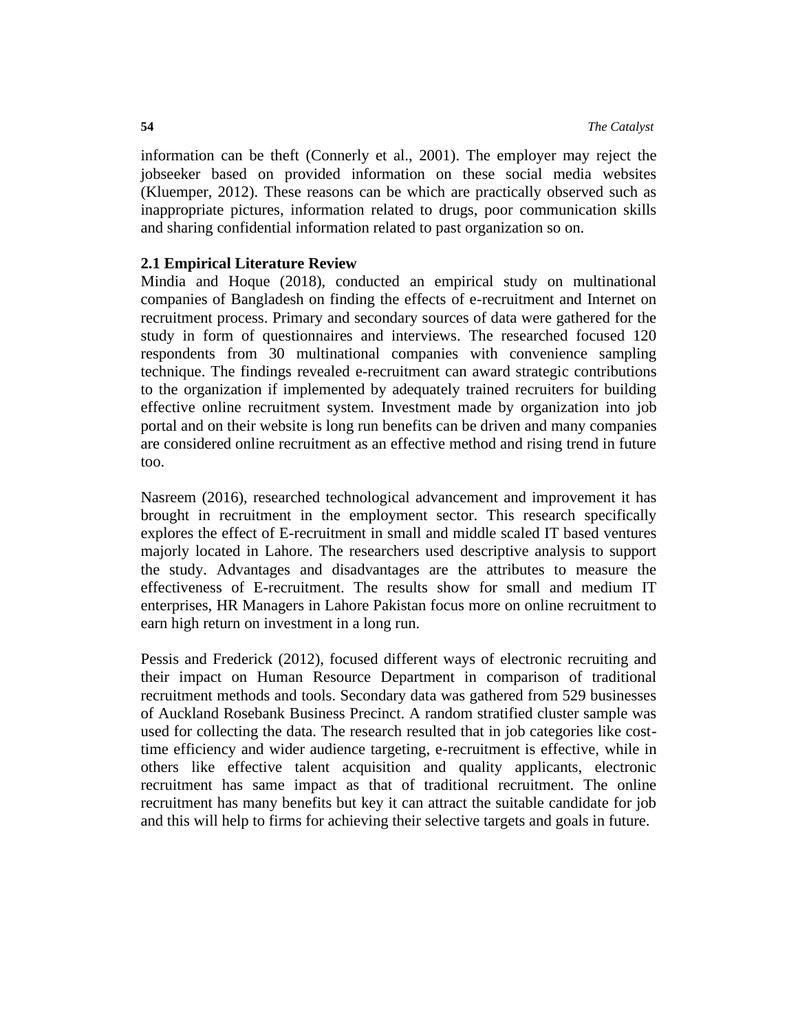information can be theft (Connerly et al., 2001). The employer may reject the jobseeker based on provided information on these social media websites (Kluemper, 2012). These reasons can be which are practically observed such as inappropriate pictures, information related to drugs, poor communication skills and sharing confidential information related to past organization so on.

### 2.1 Empirical Literature Review

Mindia and Hoque (2018), conducted an empirical study on multinational companies of Bangladesh on finding the effects of e-recruitment and Internet on recruitment process. Primary and secondary sources of data were gathered for the study in form of questionnaires and interviews. The researched focused 120 respondents from 30 multinational companies with convenience sampling technique. The findings revealed e-recruitment can award strategic contributions to the organization if implemented by adequately trained recruiters for building effective online recruitment system. Investment made by organization into job portal and on their website is long run benefits can be driven and many companies are considered online recruitment as an effective method and rising trend in future too.

Nasreem (2016), researched technological advancement and improvement it has brought in recruitment in the employment sector. This research specifically explores the effect of E-recruitment in small and middle scaled IT based ventures majorly located in Lahore. The researchers used descriptive analysis to support the study. Advantages and disadvantages are the attributes to measure the effectiveness of E-recruitment. The results show for small and medium IT enterprises, HR Managers in Lahore Pakistan focus more on online recruitment to earn high return on investment in a long run.

Pessis and Frederick (2012), focused different ways of electronic recruiting and their impact on Human Resource Department in comparison of traditional recruitment methods and tools. Secondary data was gathered from 529 businesses of Auckland Rosebank Business Precinct. A random stratified cluster sample was used for collecting the data. The research resulted that in job categories like cost-time efficiency and wider audience targeting, e-recruitment is effective, while in others like effective talent acquisition and quality applicants, electronic recruitment has same impact as that of traditional recruitment. The online recruitment has many benefits but key it can attract the suitable candidate for job and this will help to firms for achieving their selective targets and goals in future.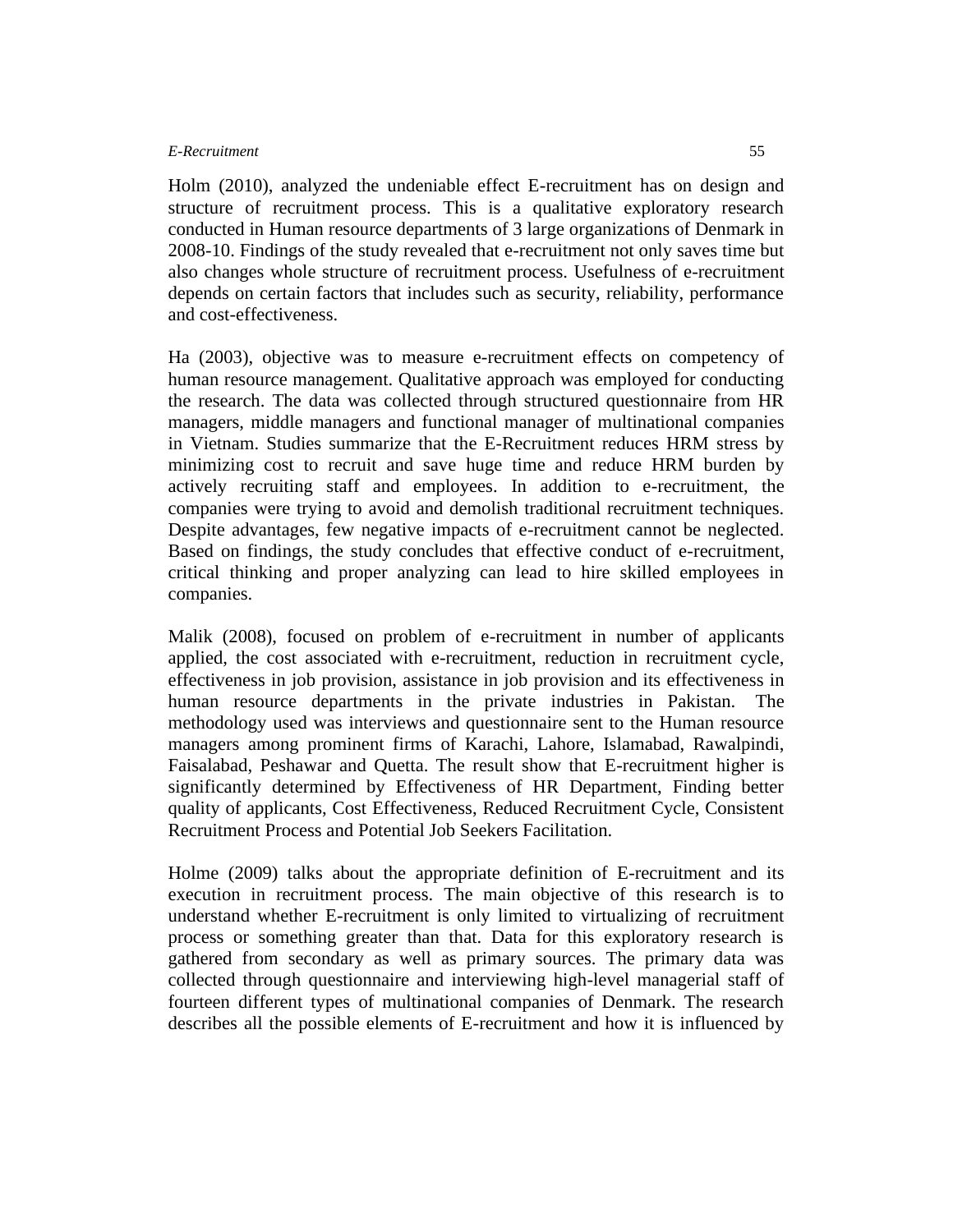Holm (2010), analyzed the undeniable effect E-recruitment has on design and structure of recruitment process. This is a qualitative exploratory research conducted in Human resource departments of 3 large organizations of Denmark in 2008-10. Findings of the study revealed that e-recruitment not only saves time but also changes whole structure of recruitment process. Usefulness of e-recruitment depends on certain factors that includes such as security, reliability, performance and cost-effectiveness.

Ha (2003), objective was to measure e-recruitment effects on competency of human resource management. Qualitative approach was employed for conducting the research. The data was collected through structured questionnaire from HR managers, middle managers and functional manager of multinational companies in Vietnam. Studies summarize that the E-Recruitment reduces HRM stress by minimizing cost to recruit and save huge time and reduce HRM burden by actively recruiting staff and employees. In addition to e-recruitment, the companies were trying to avoid and demolish traditional recruitment techniques. Despite advantages, few negative impacts of e-recruitment cannot be neglected. Based on findings, the study concludes that effective conduct of e-recruitment, critical thinking and proper analyzing can lead to hire skilled employees in companies.

Malik (2008), focused on problem of e-recruitment in number of applicants applied, the cost associated with e-recruitment, reduction in recruitment cycle, effectiveness in job provision, assistance in job provision and its effectiveness in human resource departments in the private industries in Pakistan. The methodology used was interviews and questionnaire sent to the Human resource managers among prominent firms of Karachi, Lahore, Islamabad, Rawalpindi, Faisalabad, Peshawar and Quetta. The result show that E-recruitment higher is significantly determined by Effectiveness of HR Department, Finding better quality of applicants, Cost Effectiveness, Reduced Recruitment Cycle, Consistent Recruitment Process and Potential Job Seekers Facilitation.

Holme (2009) talks about the appropriate definition of E-recruitment and its execution in recruitment process. The main objective of this research is to understand whether E-recruitment is only limited to virtualizing of recruitment process or something greater than that. Data for this exploratory research is gathered from secondary as well as primary sources. The primary data was collected through questionnaire and interviewing high-level managerial staff of fourteen different types of multinational companies of Denmark. The research describes all the possible elements of E-recruitment and how it is influenced by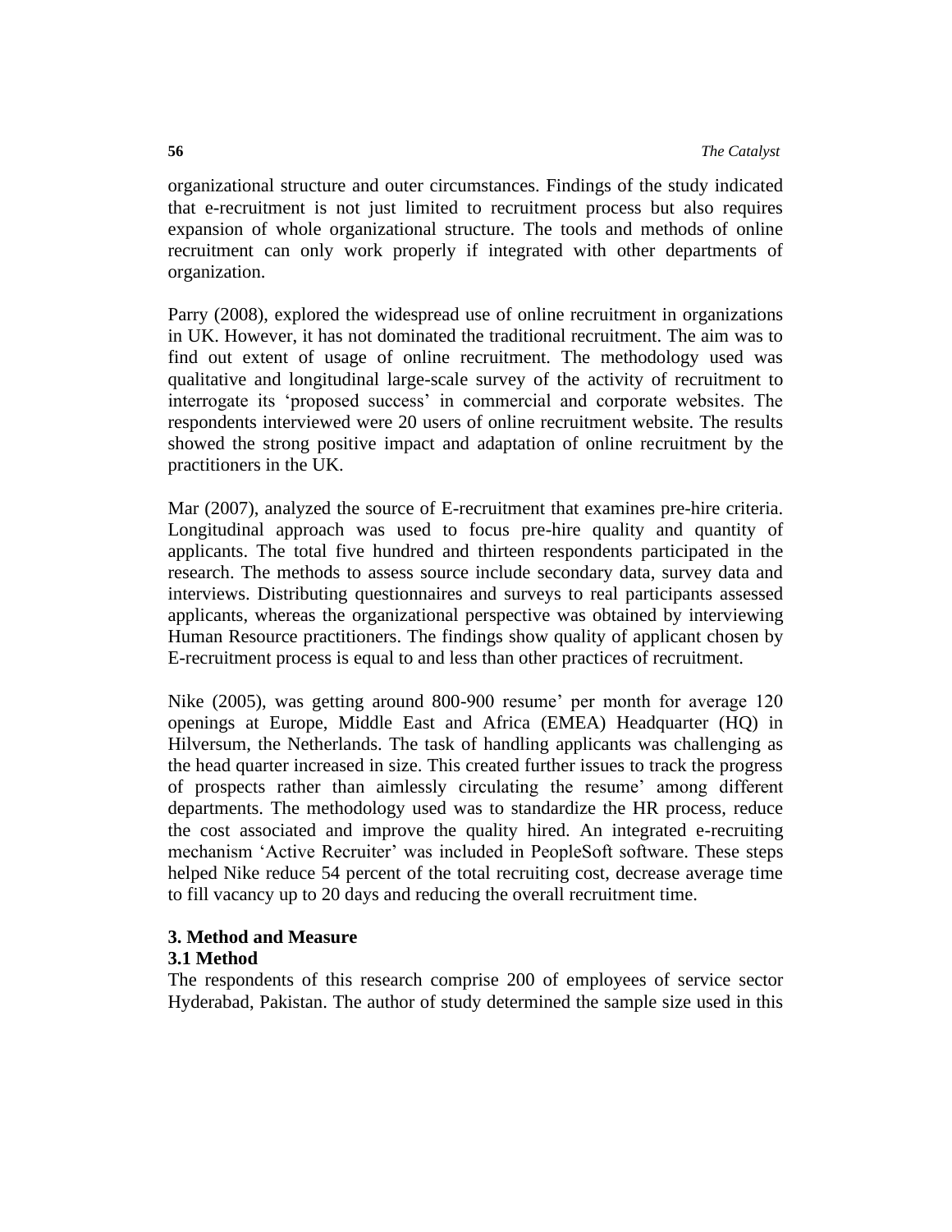organizational structure and outer circumstances. Findings of the study indicated that e-recruitment is not just limited to recruitment process but also requires expansion of whole organizational structure. The tools and methods of online recruitment can only work properly if integrated with other departments of organization.

Parry (2008), explored the widespread use of online recruitment in organizations in UK. However, it has not dominated the traditional recruitment. The aim was to find out extent of usage of online recruitment. The methodology used was qualitative and longitudinal large-scale survey of the activity of recruitment to interrogate its 'proposed success' in commercial and corporate websites. The respondents interviewed were 20 users of online recruitment website. The results showed the strong positive impact and adaptation of online recruitment by the practitioners in the UK.

Mar (2007), analyzed the source of E-recruitment that examines pre-hire criteria. Longitudinal approach was used to focus pre-hire quality and quantity of applicants. The total five hundred and thirteen respondents participated in the research. The methods to assess source include secondary data, survey data and interviews. Distributing questionnaires and surveys to real participants assessed applicants, whereas the organizational perspective was obtained by interviewing Human Resource practitioners. The findings show quality of applicant chosen by E-recruitment process is equal to and less than other practices of recruitment.

Nike (2005), was getting around 800-900 resume' per month for average 120 openings at Europe, Middle East and Africa (EMEA) Headquarter (HQ) in Hilversum, the Netherlands. The task of handling applicants was challenging as the head quarter increased in size. This created further issues to track the progress of prospects rather than aimlessly circulating the resume' among different departments. The methodology used was to standardize the HR process, reduce the cost associated and improve the quality hired. An integrated e-recruiting mechanism 'Active Recruiter' was included in PeopleSoft software. These steps helped Nike reduce 54 percent of the total recruiting cost, decrease average time to fill vacancy up to 20 days and reducing the overall recruitment time.

## 3. Method and Measure

### 3.1 Method

The respondents of this research comprise 200 of employees of service sector Hyderabad, Pakistan. The author of study determined the sample size used in this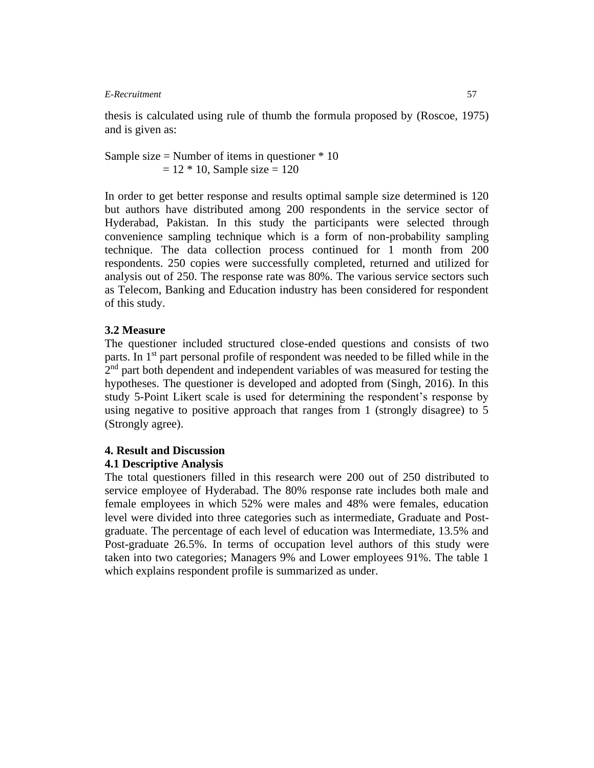thesis is calculated using rule of thumb the formula proposed by (Roscoe, 1975) and is given as:

Sample size = Number of items in questioner * 10
= 12 * 10, Sample size = 120

In order to get better response and results optimal sample size determined is 120 but authors have distributed among 200 respondents in the service sector of Hyderabad, Pakistan. In this study the participants were selected through convenience sampling technique which is a form of non-probability sampling technique. The data collection process continued for 1 month from 200 respondents. 250 copies were successfully completed, returned and utilized for analysis out of 250. The response rate was 80%. The various service sectors such as Telecom, Banking and Education industry has been considered for respondent of this study.

### 3.2 Measure

The questioner included structured close-ended questions and consists of two parts. In 1st part personal profile of respondent was needed to be filled while in the 2nd part both dependent and independent variables of was measured for testing the hypotheses. The questioner is developed and adopted from (Singh, 2016). In this study 5-Point Likert scale is used for determining the respondent's response by using negative to positive approach that ranges from 1 (strongly disagree) to 5 (Strongly agree).

## 4. Result and Discussion

### 4.1 Descriptive Analysis

The total questioners filled in this research were 200 out of 250 distributed to service employee of Hyderabad. The 80% response rate includes both male and female employees in which 52% were males and 48% were females, education level were divided into three categories such as intermediate, Graduate and Post-graduate. The percentage of each level of education was Intermediate, 13.5% and Post-graduate 26.5%. In terms of occupation level authors of this study were taken into two categories; Managers 9% and Lower employees 91%. The table 1 which explains respondent profile is summarized as under.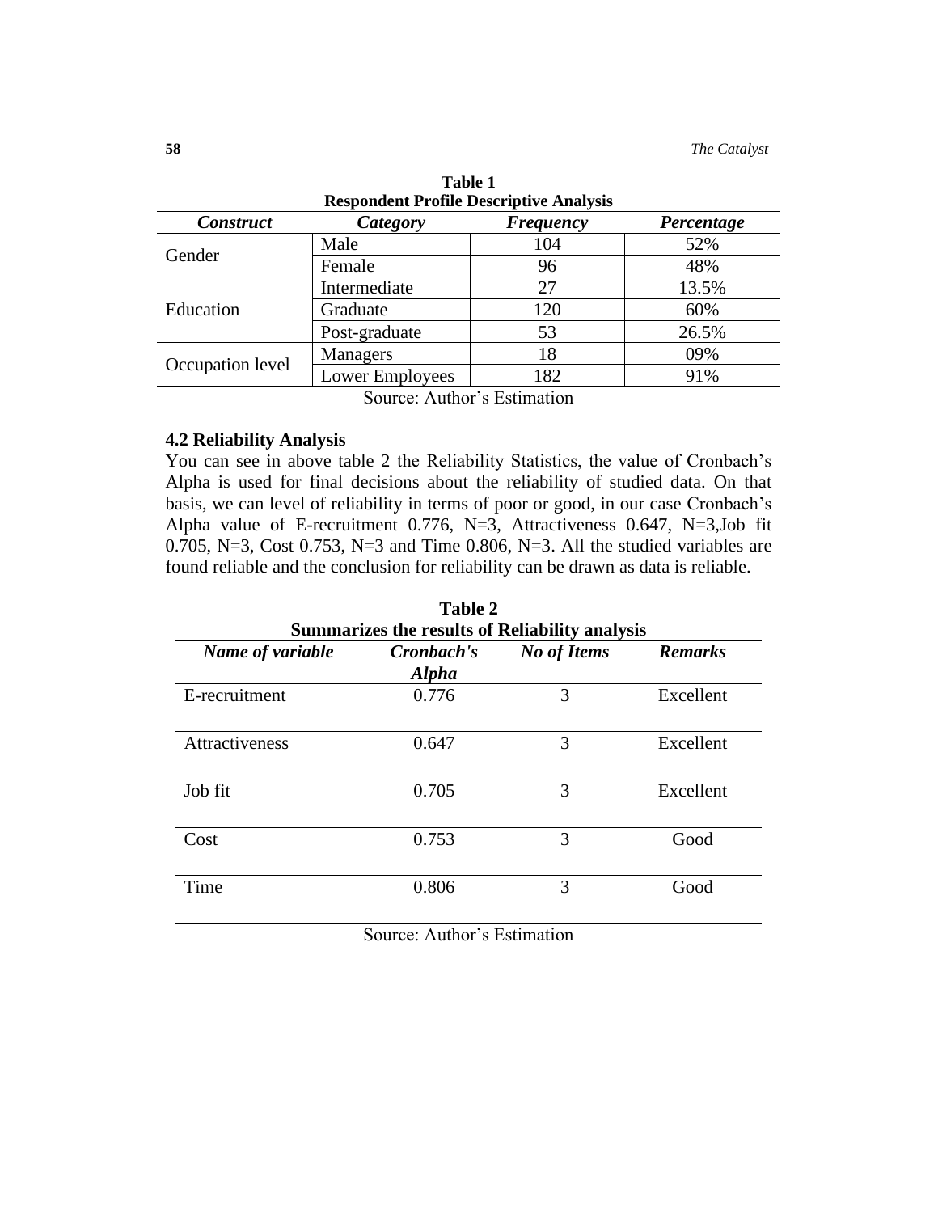**Table 1**
**Respondent Profile Descriptive Analysis**

| *Construct* | *Category* | *Frequency* | *Percentage* |
|---|---|---|---|
| Gender | Male | 104 | 52% |
| | Female | 96 | 48% |
| Education | Intermediate | 27 | 13.5% |
| | Graduate | 120 | 60% |
| | Post-graduate | 53 | 26.5% |
| Occupation level | Managers | 18 | 09% |
| | Lower Employees | 182 | 91% |

Source: Author's Estimation

### 4.2 Reliability Analysis

You can see in above table 2 the Reliability Statistics, the value of Cronbach's Alpha is used for final decisions about the reliability of studied data. On that basis, we can level of reliability in terms of poor or good, in our case Cronbach's Alpha value of E-recruitment 0.776, N=3, Attractiveness 0.647, N=3,Job fit 0.705, N=3, Cost 0.753, N=3 and Time 0.806, N=3. All the studied variables are found reliable and the conclusion for reliability can be drawn as data is reliable.

**Table 2**
**Summarizes the results of Reliability analysis**

| *Name of variable* | *Cronbach's Alpha* | *No of Items* | *Remarks* |
|---|---|---|---|
| E-recruitment | 0.776 | 3 | Excellent |
| Attractiveness | 0.647 | 3 | Excellent |
| Job fit | 0.705 | 3 | Excellent |
| Cost | 0.753 | 3 | Good |
| Time | 0.806 | 3 | Good |

Source: Author's Estimation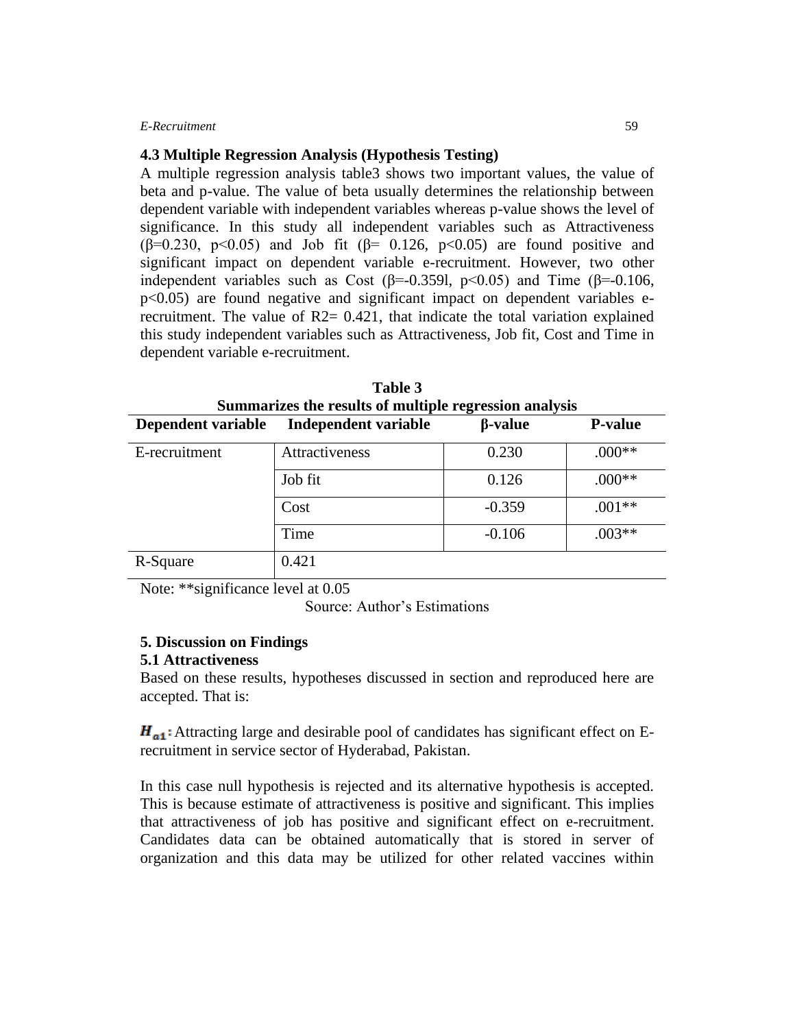### 4.3 Multiple Regression Analysis (Hypothesis Testing)

A multiple regression analysis table3 shows two important values, the value of beta and p-value. The value of beta usually determines the relationship between dependent variable with independent variables whereas p-value shows the level of significance. In this study all independent variables such as Attractiveness ($\beta$=0.230, $p<0.05$) and Job fit ($\beta$= 0.126, $p<0.05$) are found positive and significant impact on dependent variable e-recruitment. However, two other independent variables such as Cost ($\beta$=-0.359l, $p<0.05$) and Time ($\beta$=-0.106, $p<0.05$) are found negative and significant impact on dependent variables e-recruitment. The value of R2= 0.421, that indicate the total variation explained this study independent variables such as Attractiveness, Job fit, Cost and Time in dependent variable e-recruitment.

**Table 3**
**Summarizes the results of multiple regression analysis**

| Dependent variable | Independent variable | β-value | P-value |
|---|---|---|---|
| E-recruitment | Attractiveness | 0.230 | .000** |
| | Job fit | 0.126 | .000** |
| | Cost | -0.359 | .001** |
| | Time | -0.106 | .003** |
| R-Square | 0.421 | | |

Note: **significance level at 0.05

Source: Author's Estimations

## 5. Discussion on Findings

### 5.1 Attractiveness

Based on these results, hypotheses discussed in section and reproduced here are accepted. That is:

$H_{a1}$: Attracting large and desirable pool of candidates has significant effect on E-recruitment in service sector of Hyderabad, Pakistan.

In this case null hypothesis is rejected and its alternative hypothesis is accepted. This is because estimate of attractiveness is positive and significant. This implies that attractiveness of job has positive and significant effect on e-recruitment. Candidates data can be obtained automatically that is stored in server of organization and this data may be utilized for other related vaccines within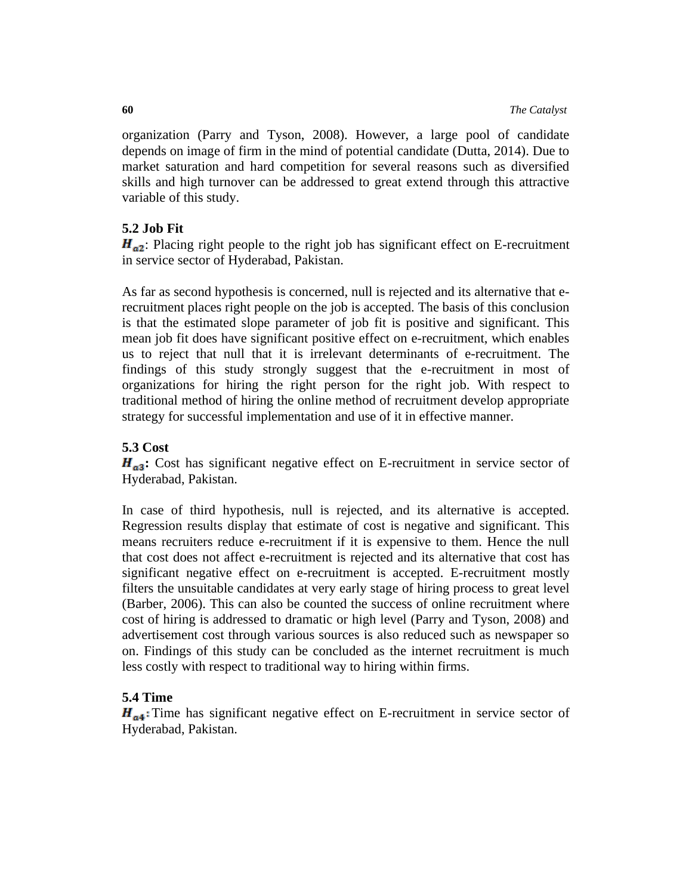organization (Parry and Tyson, 2008). However, a large pool of candidate depends on image of firm in the mind of potential candidate (Dutta, 2014). Due to market saturation and hard competition for several reasons such as diversified skills and high turnover can be addressed to great extend through this attractive variable of this study.

### 5.2 Job Fit

$H_{a2}$: Placing right people to the right job has significant effect on E-recruitment in service sector of Hyderabad, Pakistan.

As far as second hypothesis is concerned, null is rejected and its alternative that e-recruitment places right people on the job is accepted. The basis of this conclusion is that the estimated slope parameter of job fit is positive and significant. This mean job fit does have significant positive effect on e-recruitment, which enables us to reject that null that it is irrelevant determinants of e-recruitment. The findings of this study strongly suggest that the e-recruitment in most of organizations for hiring the right person for the right job. With respect to traditional method of hiring the online method of recruitment develop appropriate strategy for successful implementation and use of it in effective manner.

### 5.3 Cost

$H_{a3}$**:** Cost has significant negative effect on E-recruitment in service sector of Hyderabad, Pakistan.

In case of third hypothesis, null is rejected, and its alternative is accepted. Regression results display that estimate of cost is negative and significant. This means recruiters reduce e-recruitment if it is expensive to them. Hence the null that cost does not affect e-recruitment is rejected and its alternative that cost has significant negative effect on e-recruitment is accepted. E-recruitment mostly filters the unsuitable candidates at very early stage of hiring process to great level (Barber, 2006). This can also be counted the success of online recruitment where cost of hiring is addressed to dramatic or high level (Parry and Tyson, 2008) and advertisement cost through various sources is also reduced such as newspaper so on. Findings of this study can be concluded as the internet recruitment is much less costly with respect to traditional way to hiring within firms.

### 5.4 Time

$H_{a4}$: Time has significant negative effect on E-recruitment in service sector of Hyderabad, Pakistan.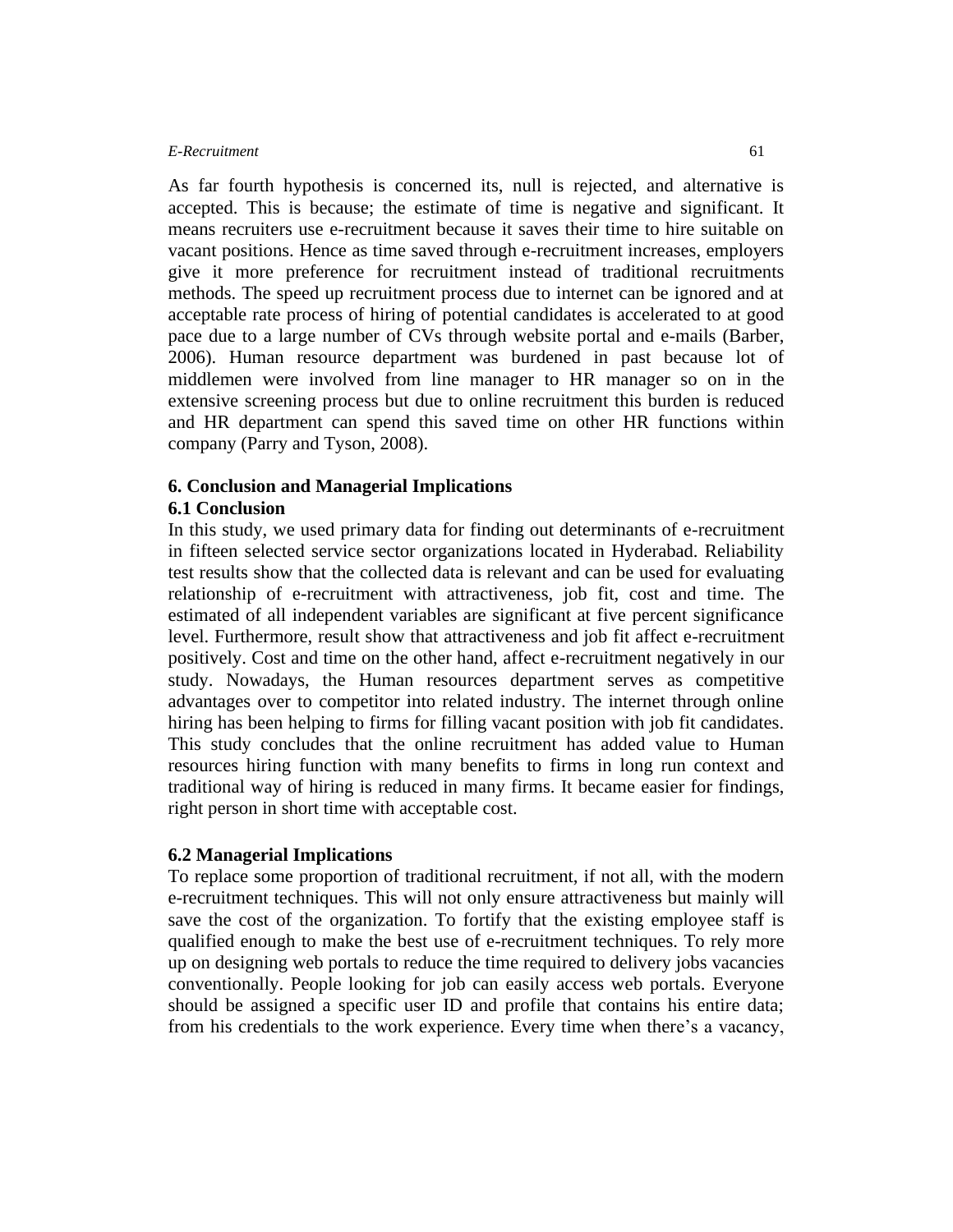As far fourth hypothesis is concerned its, null is rejected, and alternative is accepted. This is because; the estimate of time is negative and significant. It means recruiters use e-recruitment because it saves their time to hire suitable on vacant positions. Hence as time saved through e-recruitment increases, employers give it more preference for recruitment instead of traditional recruitments methods. The speed up recruitment process due to internet can be ignored and at acceptable rate process of hiring of potential candidates is accelerated to at good pace due to a large number of CVs through website portal and e-mails (Barber, 2006). Human resource department was burdened in past because lot of middlemen were involved from line manager to HR manager so on in the extensive screening process but due to online recruitment this burden is reduced and HR department can spend this saved time on other HR functions within company (Parry and Tyson, 2008).

## 6. Conclusion and Managerial Implications

### 6.1 Conclusion

In this study, we used primary data for finding out determinants of e-recruitment in fifteen selected service sector organizations located in Hyderabad. Reliability test results show that the collected data is relevant and can be used for evaluating relationship of e-recruitment with attractiveness, job fit, cost and time. The estimated of all independent variables are significant at five percent significance level. Furthermore, result show that attractiveness and job fit affect e-recruitment positively. Cost and time on the other hand, affect e-recruitment negatively in our study. Nowadays, the Human resources department serves as competitive advantages over to competitor into related industry. The internet through online hiring has been helping to firms for filling vacant position with job fit candidates. This study concludes that the online recruitment has added value to Human resources hiring function with many benefits to firms in long run context and traditional way of hiring is reduced in many firms. It became easier for findings, right person in short time with acceptable cost.

### 6.2 Managerial Implications

To replace some proportion of traditional recruitment, if not all, with the modern e-recruitment techniques. This will not only ensure attractiveness but mainly will save the cost of the organization. To fortify that the existing employee staff is qualified enough to make the best use of e-recruitment techniques. To rely more up on designing web portals to reduce the time required to delivery jobs vacancies conventionally. People looking for job can easily access web portals. Everyone should be assigned a specific user ID and profile that contains his entire data; from his credentials to the work experience. Every time when there's a vacancy,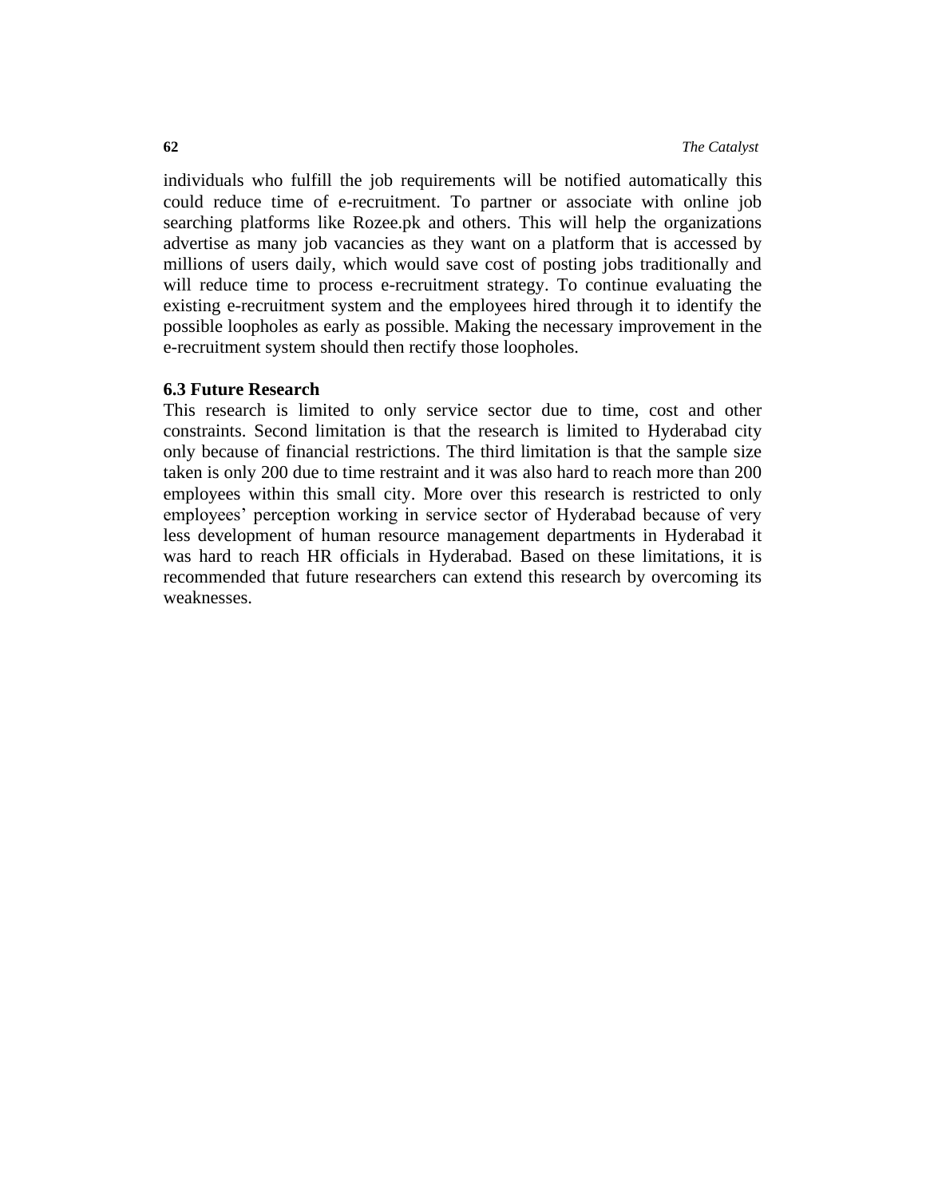individuals who fulfill the job requirements will be notified automatically this could reduce time of e-recruitment. To partner or associate with online job searching platforms like Rozee.pk and others. This will help the organizations advertise as many job vacancies as they want on a platform that is accessed by millions of users daily, which would save cost of posting jobs traditionally and will reduce time to process e-recruitment strategy. To continue evaluating the existing e-recruitment system and the employees hired through it to identify the possible loopholes as early as possible. Making the necessary improvement in the e-recruitment system should then rectify those loopholes.

### 6.3 Future Research

This research is limited to only service sector due to time, cost and other constraints. Second limitation is that the research is limited to Hyderabad city only because of financial restrictions. The third limitation is that the sample size taken is only 200 due to time restraint and it was also hard to reach more than 200 employees within this small city. More over this research is restricted to only employees' perception working in service sector of Hyderabad because of very less development of human resource management departments in Hyderabad it was hard to reach HR officials in Hyderabad. Based on these limitations, it is recommended that future researchers can extend this research by overcoming its weaknesses.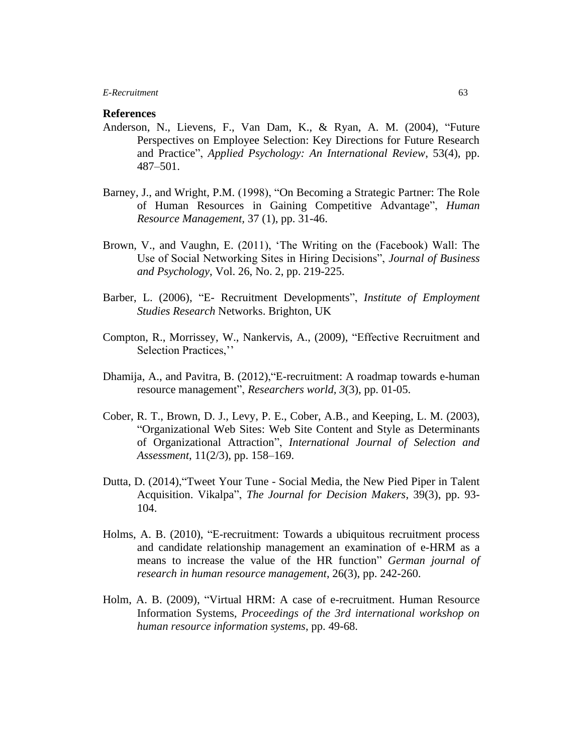**References**

Anderson, N., Lievens, F., Van Dam, K., & Ryan, A. M. (2004), "Future Perspectives on Employee Selection: Key Directions for Future Research and Practice", *Applied Psychology: An International Review*, 53(4), pp. 487–501.

Barney, J., and Wright, P.M. (1998), "On Becoming a Strategic Partner: The Role of Human Resources in Gaining Competitive Advantage", *Human Resource Management*, 37 (1), pp. 31-46.

Brown, V., and Vaughn, E. (2011), 'The Writing on the (Facebook) Wall: The Use of Social Networking Sites in Hiring Decisions", *Journal of Business and Psychology*, Vol. 26, No. 2, pp. 219-225.

Barber, L. (2006), "E- Recruitment Developments", *Institute of Employment Studies Research* Networks. Brighton, UK

Compton, R., Morrissey, W., Nankervis, A., (2009), "Effective Recruitment and Selection Practices,''

Dhamija, A., and Pavitra, B. (2012),"E-recruitment: A roadmap towards e-human resource management", *Researchers world, 3*(3), pp. 01-05.

Cober, R. T., Brown, D. J., Levy, P. E., Cober, A.B., and Keeping, L. M. (2003), "Organizational Web Sites: Web Site Content and Style as Determinants of Organizational Attraction", *International Journal of Selection and Assessment*, 11(2/3), pp. 158–169.

Dutta, D. (2014),"Tweet Your Tune - Social Media, the New Pied Piper in Talent Acquisition. Vikalpa", *The Journal for Decision Makers*, 39(3), pp. 93-104.

Holms, A. B. (2010), "E-recruitment: Towards a ubiquitous recruitment process and candidate relationship management an examination of e-HRM as a means to increase the value of the HR function" *German journal of research in human resource management*, 26(3), pp. 242-260.

Holm, A. B. (2009), "Virtual HRM: A case of e-recruitment. Human Resource Information Systems, *Proceedings of the 3rd international workshop on human resource information systems*, pp. 49-68.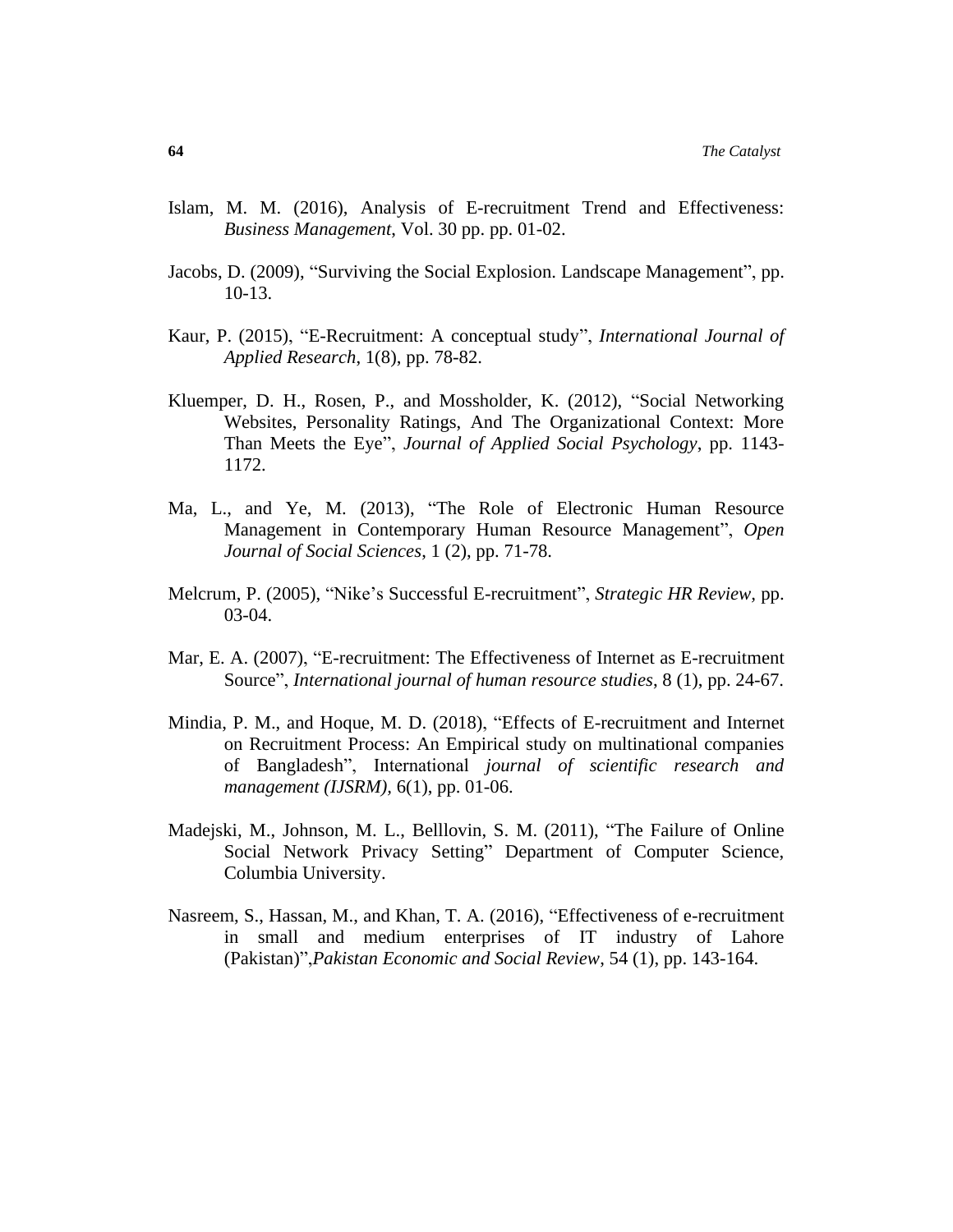Islam, M. M. (2016), Analysis of E-recruitment Trend and Effectiveness: *Business Management*, Vol. 30 pp. pp. 01-02.

Jacobs, D. (2009), "Surviving the Social Explosion. Landscape Management", pp. 10-13.

Kaur, P. (2015), "E-Recruitment: A conceptual study", *International Journal of Applied Research*, 1(8), pp. 78-82.

Kluemper, D. H., Rosen, P., and Mossholder, K. (2012), "Social Networking Websites, Personality Ratings, And The Organizational Context: More Than Meets the Eye", *Journal of Applied Social Psychology*, pp. 1143-1172.

Ma, L., and Ye, M. (2013), "The Role of Electronic Human Resource Management in Contemporary Human Resource Management", *Open Journal of Social Sciences*, 1 (2), pp. 71-78.

Melcrum, P. (2005), "Nike's Successful E-recruitment", *Strategic HR Review,* pp. 03-04.

Mar, E. A. (2007), "E-recruitment: The Effectiveness of Internet as E-recruitment Source", *International journal of human resource studies*, 8 (1), pp. 24-67.

Mindia, P. M., and Hoque, M. D. (2018), "Effects of E-recruitment and Internet on Recruitment Process: An Empirical study on multinational companies of Bangladesh", International *journal of scientific research and management (IJSRM),* 6(1), pp. 01-06.

Madejski, M., Johnson, M. L., Belllovin, S. M. (2011), "The Failure of Online Social Network Privacy Setting" Department of Computer Science, Columbia University.

Nasreem, S., Hassan, M., and Khan, T. A. (2016), "Effectiveness of e-recruitment in small and medium enterprises of IT industry of Lahore (Pakistan)",*Pakistan Economic and Social Review*, 54 (1), pp. 143-164.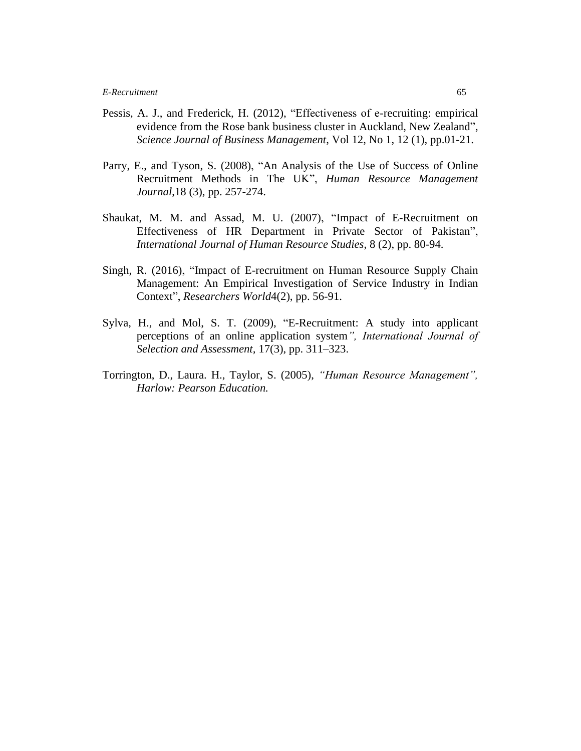Pessis, A. J., and Frederick, H. (2012), “Effectiveness of e-recruiting: empirical evidence from the Rose bank business cluster in Auckland, New Zealand”, *Science Journal of Business Management*, Vol 12, No 1, 12 (1), pp.01-21.

Parry, E., and Tyson, S. (2008), “An Analysis of the Use of Success of Online Recruitment Methods in The UK”, *Human Resource Management Journal*,18 (3), pp. 257-274.

Shaukat, M. M. and Assad, M. U. (2007), “Impact of E-Recruitment on Effectiveness of HR Department in Private Sector of Pakistan”, *International Journal of Human Resource Studies*, 8 (2), pp. 80-94.

Singh, R. (2016), “Impact of E-recruitment on Human Resource Supply Chain Management: An Empirical Investigation of Service Industry in Indian Context”, *Researchers World*4(2), pp. 56-91.

Sylva, H., and Mol, S. T. (2009), “E-Recruitment: A study into applicant perceptions of an online application system*”, International Journal of Selection and Assessment*, 17(3), pp. 311–323.

Torrington, D., Laura. H., Taylor, S. (2005), *“Human Resource Management”, Harlow: Pearson Education.*